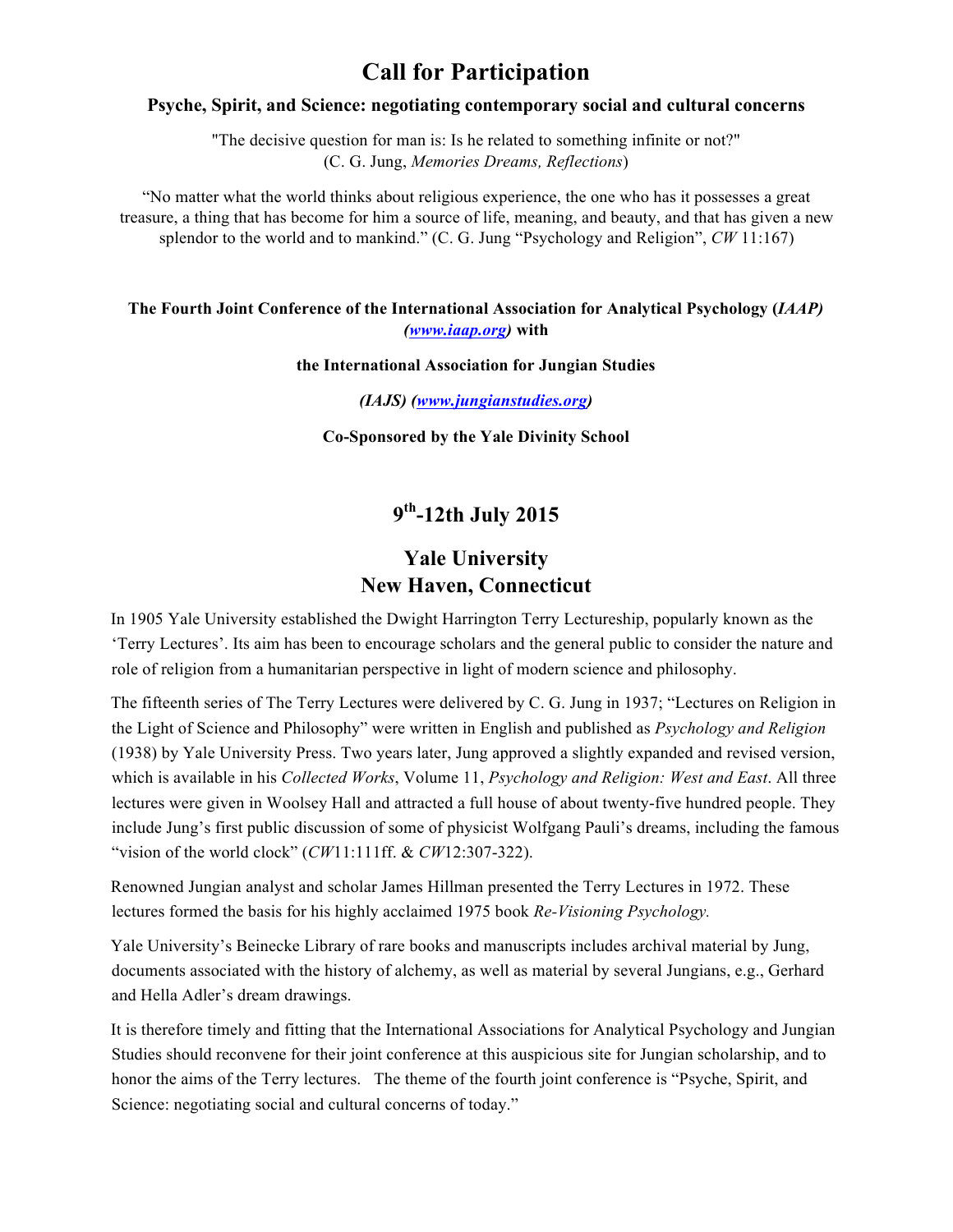# Call for Participation

### Psyche, Spirit, and Science: negotiating contemporary social and cultural concerns

"The decisive question for man is: Is he related to something infinite or not?"
(C. G. Jung, *Memories Dreams, Reflections*)

"No matter what the world thinks about religious experience, the one who has it possesses a great treasure, a thing that has become for him a source of life, meaning, and beauty, and that has given a new splendor to the world and to mankind." (C. G. Jung "Psychology and Religion", *CW* 11:167)

**The Fourth Joint Conference of the International Association for Analytical Psychology (*IAAP*) *(www.iaap.org)* with**

**the International Association for Jungian Studies**

***(IAJS) (www.jungianstudies.org)***

**Co-Sponsored by the Yale Divinity School**

## 9th-12th July 2015

## Yale University
## New Haven, Connecticut

In 1905 Yale University established the Dwight Harrington Terry Lectureship, popularly known as the 'Terry Lectures'. Its aim has been to encourage scholars and the general public to consider the nature and role of religion from a humanitarian perspective in light of modern science and philosophy.

The fifteenth series of The Terry Lectures were delivered by C. G. Jung in 1937; "Lectures on Religion in the Light of Science and Philosophy" were written in English and published as *Psychology and Religion* (1938) by Yale University Press. Two years later, Jung approved a slightly expanded and revised version, which is available in his *Collected Works*, Volume 11, *Psychology and Religion: West and East*. All three lectures were given in Woolsey Hall and attracted a full house of about twenty-five hundred people. They include Jung's first public discussion of some of physicist Wolfgang Pauli's dreams, including the famous "vision of the world clock" (*CW*11:111ff. & *CW*12:307-322).

Renowned Jungian analyst and scholar James Hillman presented the Terry Lectures in 1972. These lectures formed the basis for his highly acclaimed 1975 book *Re-Visioning Psychology.*

Yale University's Beinecke Library of rare books and manuscripts includes archival material by Jung, documents associated with the history of alchemy, as well as material by several Jungians, e.g., Gerhard and Hella Adler's dream drawings.

It is therefore timely and fitting that the International Associations for Analytical Psychology and Jungian Studies should reconvene for their joint conference at this auspicious site for Jungian scholarship, and to honor the aims of the Terry lectures. The theme of the fourth joint conference is "Psyche, Spirit, and Science: negotiating social and cultural concerns of today."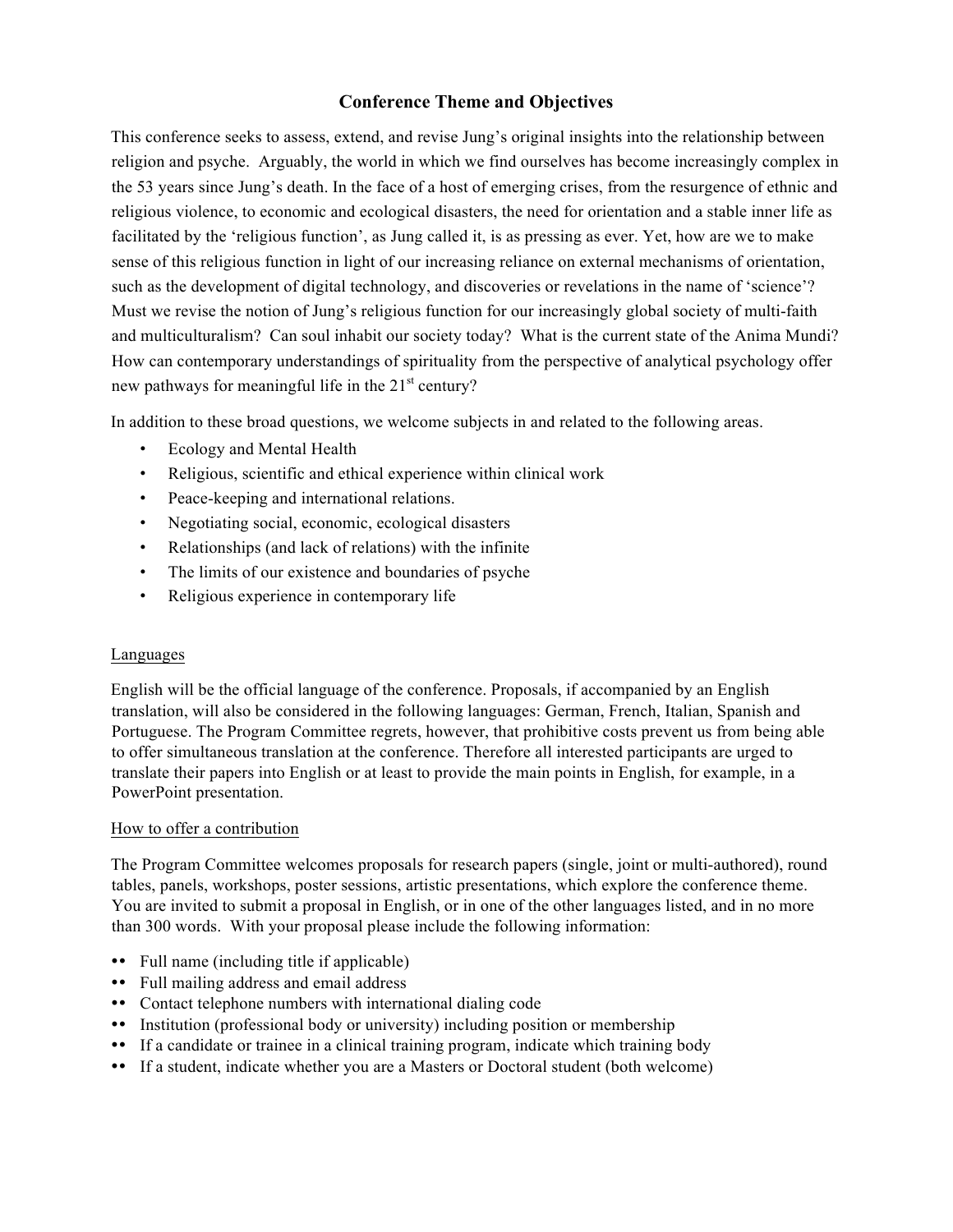## Conference Theme and Objectives

This conference seeks to assess, extend, and revise Jung's original insights into the relationship between religion and psyche. Arguably, the world in which we find ourselves has become increasingly complex in the 53 years since Jung's death. In the face of a host of emerging crises, from the resurgence of ethnic and religious violence, to economic and ecological disasters, the need for orientation and a stable inner life as facilitated by the 'religious function', as Jung called it, is as pressing as ever. Yet, how are we to make sense of this religious function in light of our increasing reliance on external mechanisms of orientation, such as the development of digital technology, and discoveries or revelations in the name of 'science'? Must we revise the notion of Jung's religious function for our increasingly global society of multi-faith and multiculturalism? Can soul inhabit our society today? What is the current state of the Anima Mundi? How can contemporary understandings of spirituality from the perspective of analytical psychology offer new pathways for meaningful life in the 21st century?

In addition to these broad questions, we welcome subjects in and related to the following areas.

- Ecology and Mental Health
- Religious, scientific and ethical experience within clinical work
- Peace-keeping and international relations.
- Negotiating social, economic, ecological disasters
- Relationships (and lack of relations) with the infinite
- The limits of our existence and boundaries of psyche
- Religious experience in contemporary life

### Languages

English will be the official language of the conference. Proposals, if accompanied by an English translation, will also be considered in the following languages: German, French, Italian, Spanish and Portuguese. The Program Committee regrets, however, that prohibitive costs prevent us from being able to offer simultaneous translation at the conference. Therefore all interested participants are urged to translate their papers into English or at least to provide the main points in English, for example, in a PowerPoint presentation.

### How to offer a contribution

The Program Committee welcomes proposals for research papers (single, joint or multi-authored), round tables, panels, workshops, poster sessions, artistic presentations, which explore the conference theme. You are invited to submit a proposal in English, or in one of the other languages listed, and in no more than 300 words. With your proposal please include the following information:

- Full name (including title if applicable)
- Full mailing address and email address
- Contact telephone numbers with international dialing code
- Institution (professional body or university) including position or membership
- If a candidate or trainee in a clinical training program, indicate which training body
- If a student, indicate whether you are a Masters or Doctoral student (both welcome)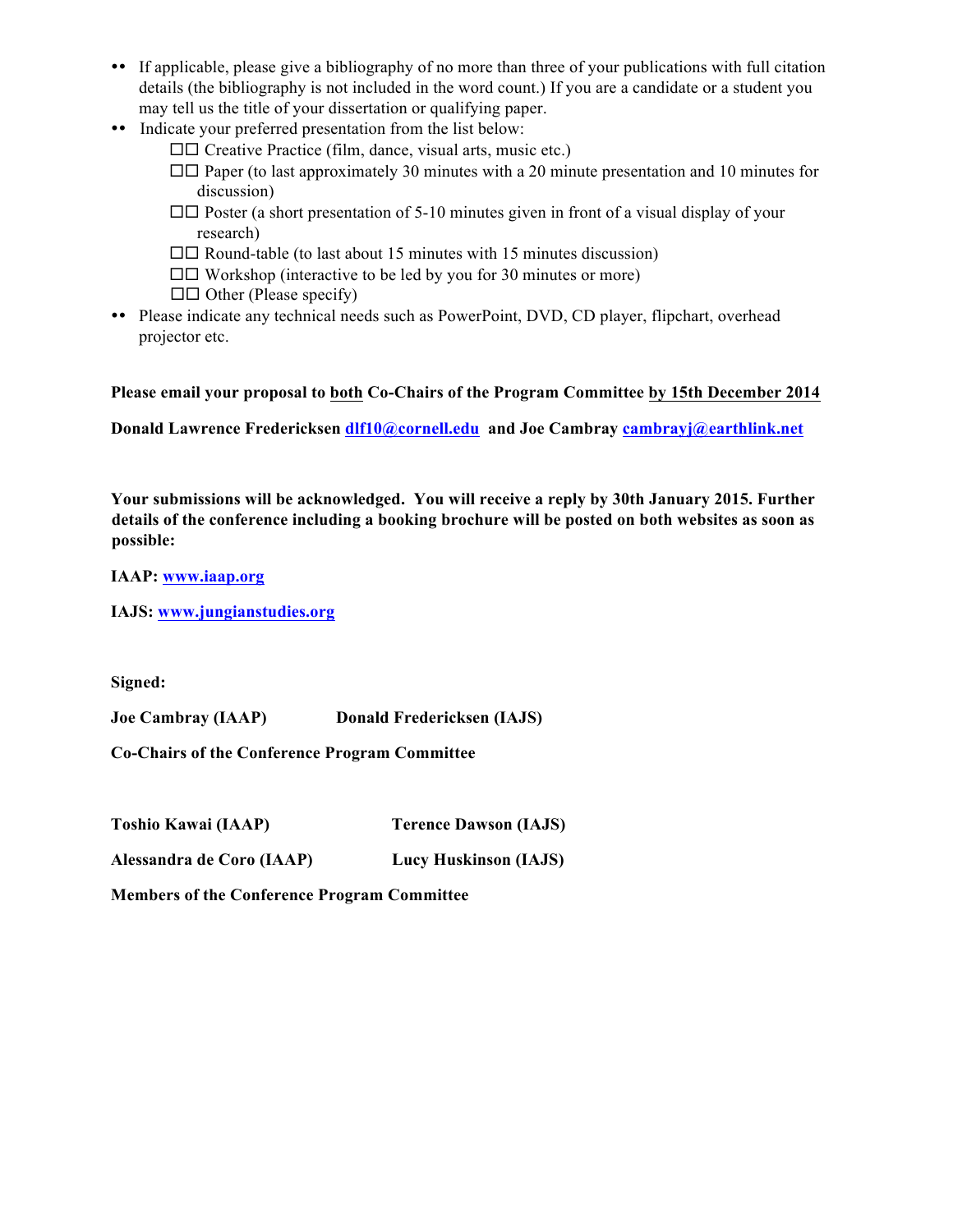- If applicable, please give a bibliography of no more than three of your publications with full citation details (the bibliography is not included in the word count.) If you are a candidate or a student you may tell us the title of your dissertation or qualifying paper.
- Indicate your preferred presentation from the list below:
  - ☐☐ Creative Practice (film, dance, visual arts, music etc.)
  - ☐☐ Paper (to last approximately 30 minutes with a 20 minute presentation and 10 minutes for discussion)
  - ☐☐ Poster (a short presentation of 5-10 minutes given in front of a visual display of your research)
  - ☐☐ Round-table (to last about 15 minutes with 15 minutes discussion)
  - ☐☐ Workshop (interactive to be led by you for 30 minutes or more)
  - ☐☐ Other (Please specify)
- Please indicate any technical needs such as PowerPoint, DVD, CD player, flipchart, overhead projector etc.

**Please email your proposal to both Co-Chairs of the Program Committee by 15th December 2014**

**Donald Lawrence Fredericksen dlf10@cornell.edu and Joe Cambray cambrayj@earthlink.net**

**Your submissions will be acknowledged. You will receive a reply by 30th January 2015. Further details of the conference including a booking brochure will be posted on both websites as soon as possible:**

**IAAP: www.iaap.org**

**IAJS: www.jungianstudies.org**

**Signed:**

**Joe Cambray (IAAP) Donald Fredericksen (IAJS)**

**Co-Chairs of the Conference Program Committee**

**Toshio Kawai (IAAP) Terence Dawson (IAJS)**

**Alessandra de Coro (IAAP) Lucy Huskinson (IAJS)**

**Members of the Conference Program Committee**